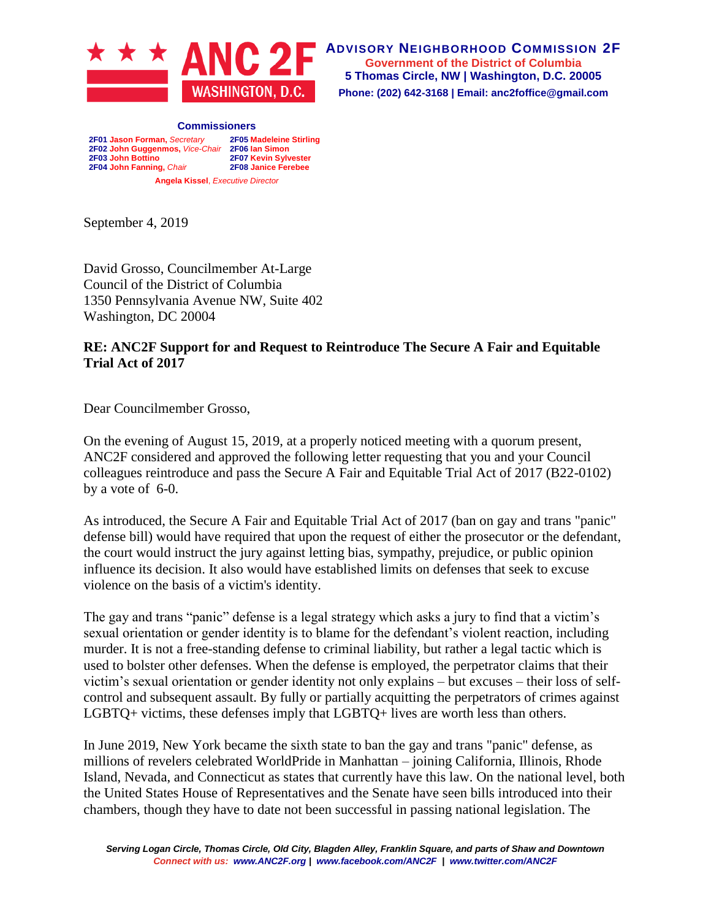**ANC 2F WASHINGTON, D.C.**

**ADVISORY NEIGHBORHOOD COMMISSION 2F**
**Government of the District of Columbia**
**5 Thomas Circle, NW | Washington, D.C. 20005**
**Phone: (202) 642-3168 | Email: anc2foffice@gmail.com**

**Commissioners**

**2F01 Jason Forman,** *Secretary*
**2F02 John Guggenmos,** *Vice-Chair*
**2F03 John Bottino**
**2F04 John Fanning,** *Chair*
**2F05 Madeleine Stirling**
**2F06 Ian Simon**
**2F07 Kevin Sylvester**
**2F08 Janice Ferebee**

**Angela Kissel**, *Executive Director*

September 4, 2019

David Grosso, Councilmember At-Large
Council of the District of Columbia
1350 Pennsylvania Avenue NW, Suite 402
Washington, DC 20004

**RE: ANC2F Support for and Request to Reintroduce The Secure A Fair and Equitable Trial Act of 2017**

Dear Councilmember Grosso,

On the evening of August 15, 2019, at a properly noticed meeting with a quorum present, ANC2F considered and approved the following letter requesting that you and your Council colleagues reintroduce and pass the Secure A Fair and Equitable Trial Act of 2017 (B22-0102) by a vote of 6-0.

As introduced, the Secure A Fair and Equitable Trial Act of 2017 (ban on gay and trans "panic" defense bill) would have required that upon the request of either the prosecutor or the defendant, the court would instruct the jury against letting bias, sympathy, prejudice, or public opinion influence its decision. It also would have established limits on defenses that seek to excuse violence on the basis of a victim's identity.

The gay and trans "panic" defense is a legal strategy which asks a jury to find that a victim's sexual orientation or gender identity is to blame for the defendant's violent reaction, including murder. It is not a free-standing defense to criminal liability, but rather a legal tactic which is used to bolster other defenses. When the defense is employed, the perpetrator claims that their victim's sexual orientation or gender identity not only explains – but excuses – their loss of self-control and subsequent assault. By fully or partially acquitting the perpetrators of crimes against LGBTQ+ victims, these defenses imply that LGBTQ+ lives are worth less than others.

In June 2019, New York became the sixth state to ban the gay and trans "panic" defense, as millions of revelers celebrated WorldPride in Manhattan – joining California, Illinois, Rhode Island, Nevada, and Connecticut as states that currently have this law. On the national level, both the United States House of Representatives and the Senate have seen bills introduced into their chambers, though they have to date not been successful in passing national legislation. The

*Serving Logan Circle, Thomas Circle, Old City, Blagden Alley, Franklin Square, and parts of Shaw and Downtown*
*Connect with us: www.ANC2F.org | www.facebook.com/ANC2F | www.twitter.com/ANC2F*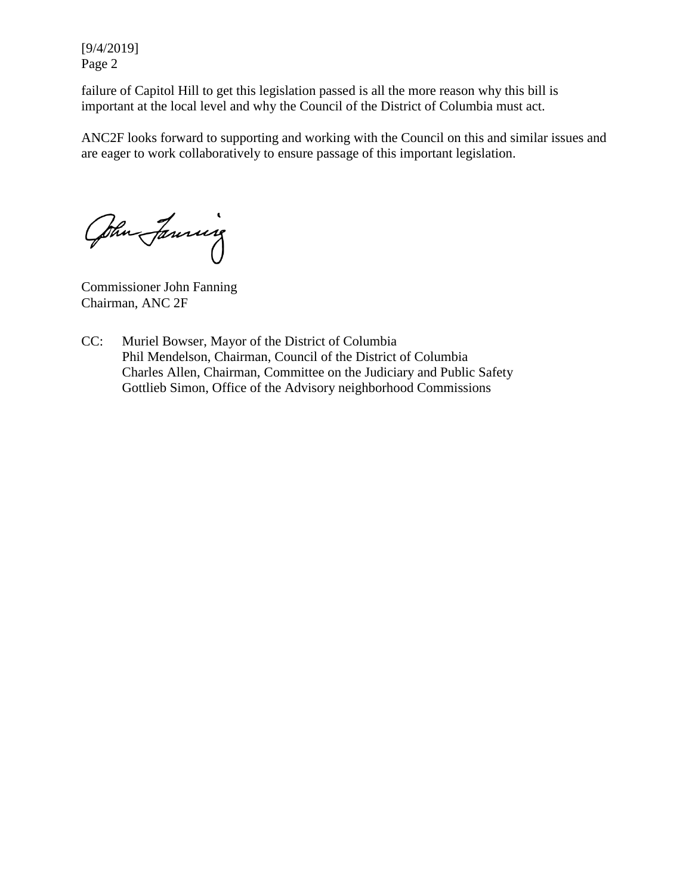failure of Capitol Hill to get this legislation passed is all the more reason why this bill is important at the local level and why the Council of the District of Columbia must act.

ANC2F looks forward to supporting and working with the Council on this and similar issues and are eager to work collaboratively to ensure passage of this important legislation.

Commissioner John Fanning
Chairman, ANC 2F

CC: Muriel Bowser, Mayor of the District of Columbia
Phil Mendelson, Chairman, Council of the District of Columbia
Charles Allen, Chairman, Committee on the Judiciary and Public Safety
Gottlieb Simon, Office of the Advisory neighborhood Commissions